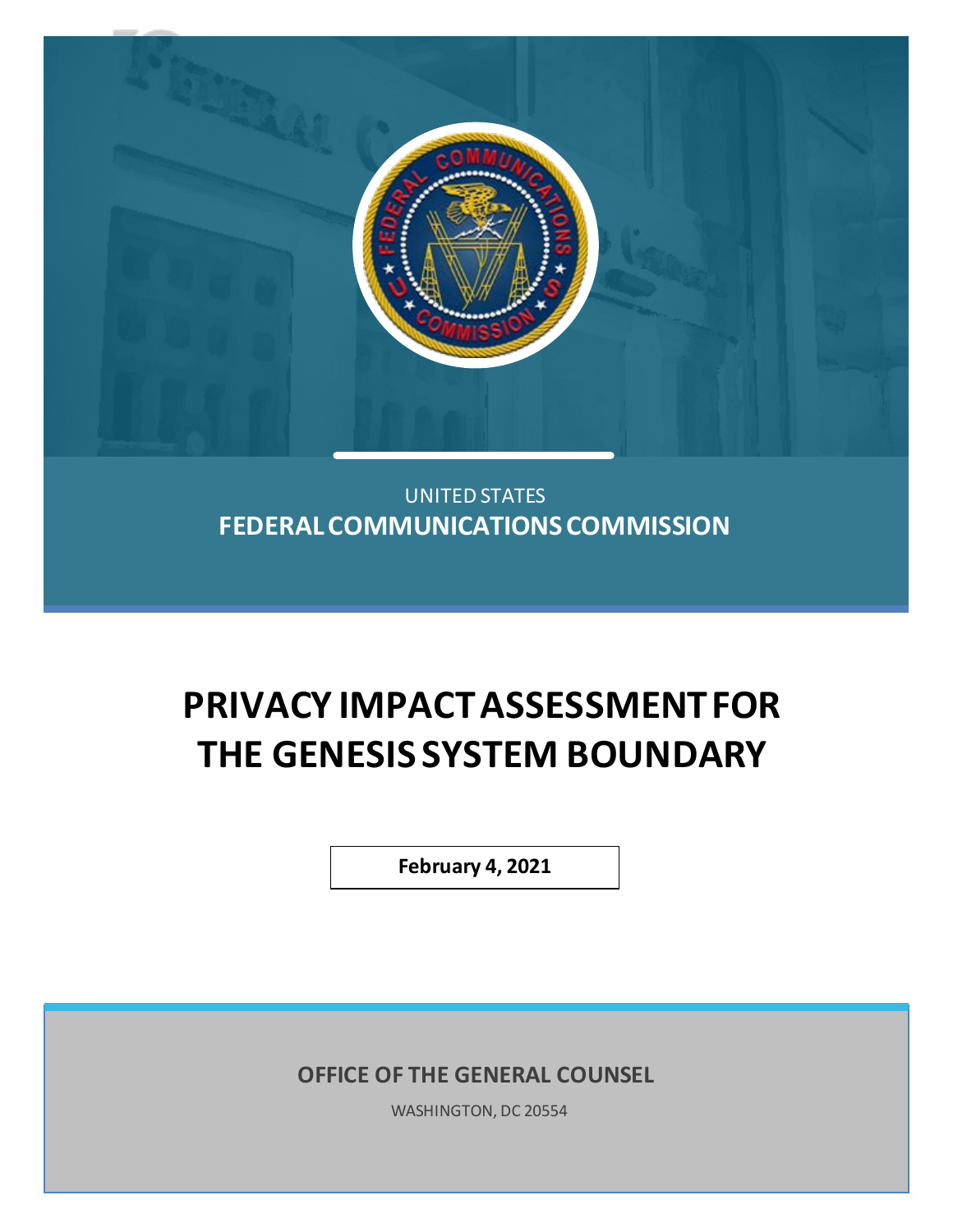UNITED STATES

**FEDERAL COMMUNICATIONS COMMISSION**

# PRIVACY IMPACT ASSESSMENT FOR THE GENESIS SYSTEM BOUNDARY

**February 4, 2021**

**OFFICE OF THE GENERAL COUNSEL**

WASHINGTON, DC 20554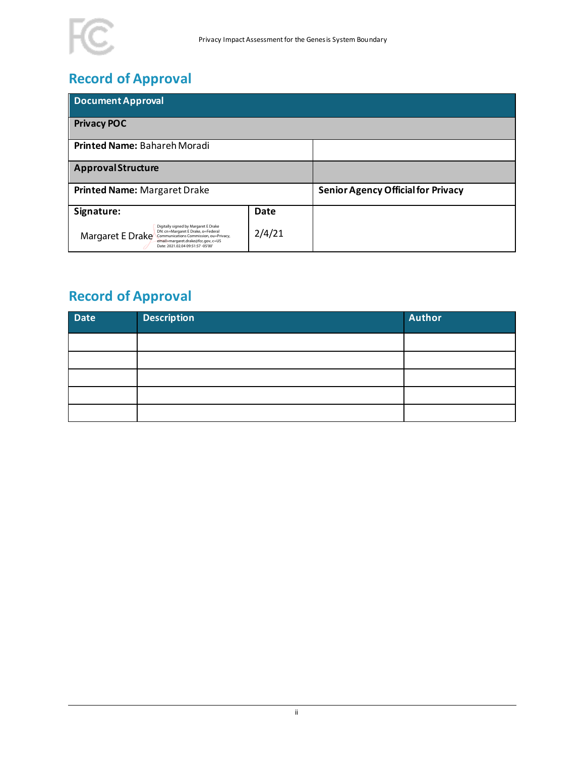## Record of Approval

| Document Approval | | |
|---|---|---|
| **Privacy POC** | | |
| **Printed Name:** Bahareh Moradi | | |
| **Approval Structure** | | |
| **Printed Name:** Margaret Drake | | **Senior Agency Official for Privacy** |
| **Signature:** Margaret E Drake Digitally signed by Margaret E Drake DN: cn=Margaret E Drake, o=Federal Communications Commission, ou=Privacy, email=margaret.drake@fcc.gov, c=US Date: 2021.02.04 09:51:57 -05'00' | **Date** 2/4/21 | |

## Record of Approval

| Date | Description | Author |
|---|---|---|
| | | |
| | | |
| | | |
| | | |
| | | |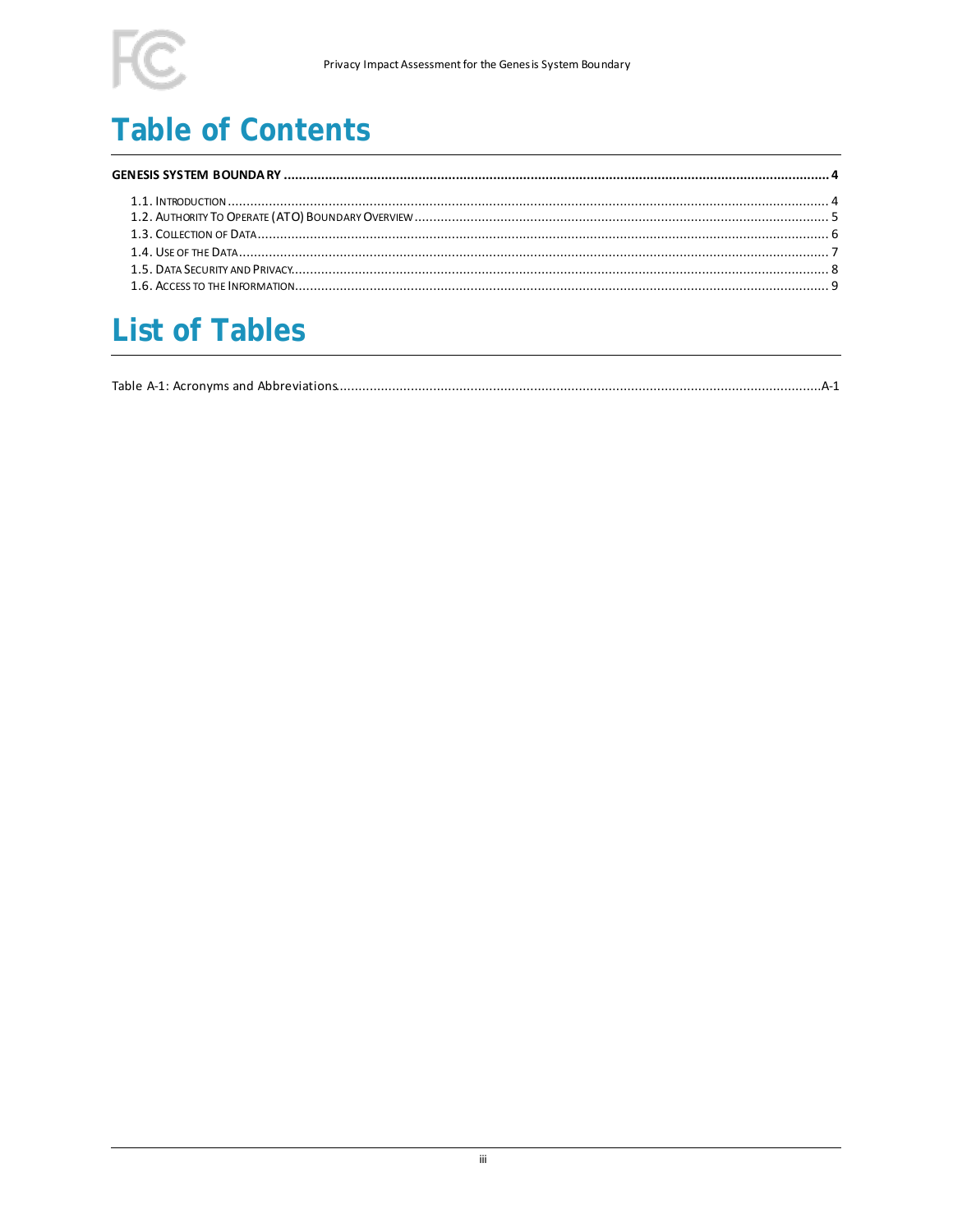# Table of Contents

**GENESIS SYSTEM BOUNDARY .......... 4**

1.1. INTRODUCTION .......... 4
1.2. AUTHORITY TO OPERATE (ATO) BOUNDARY OVERVIEW .......... 5
1.3. COLLECTION OF DATA .......... 6
1.4. USE OF THE DATA .......... 7
1.5. DATA SECURITY AND PRIVACY .......... 8
1.6. ACCESS TO THE INFORMATION .......... 9

# List of Tables

Table A-1: Acronyms and Abbreviations .......... A-1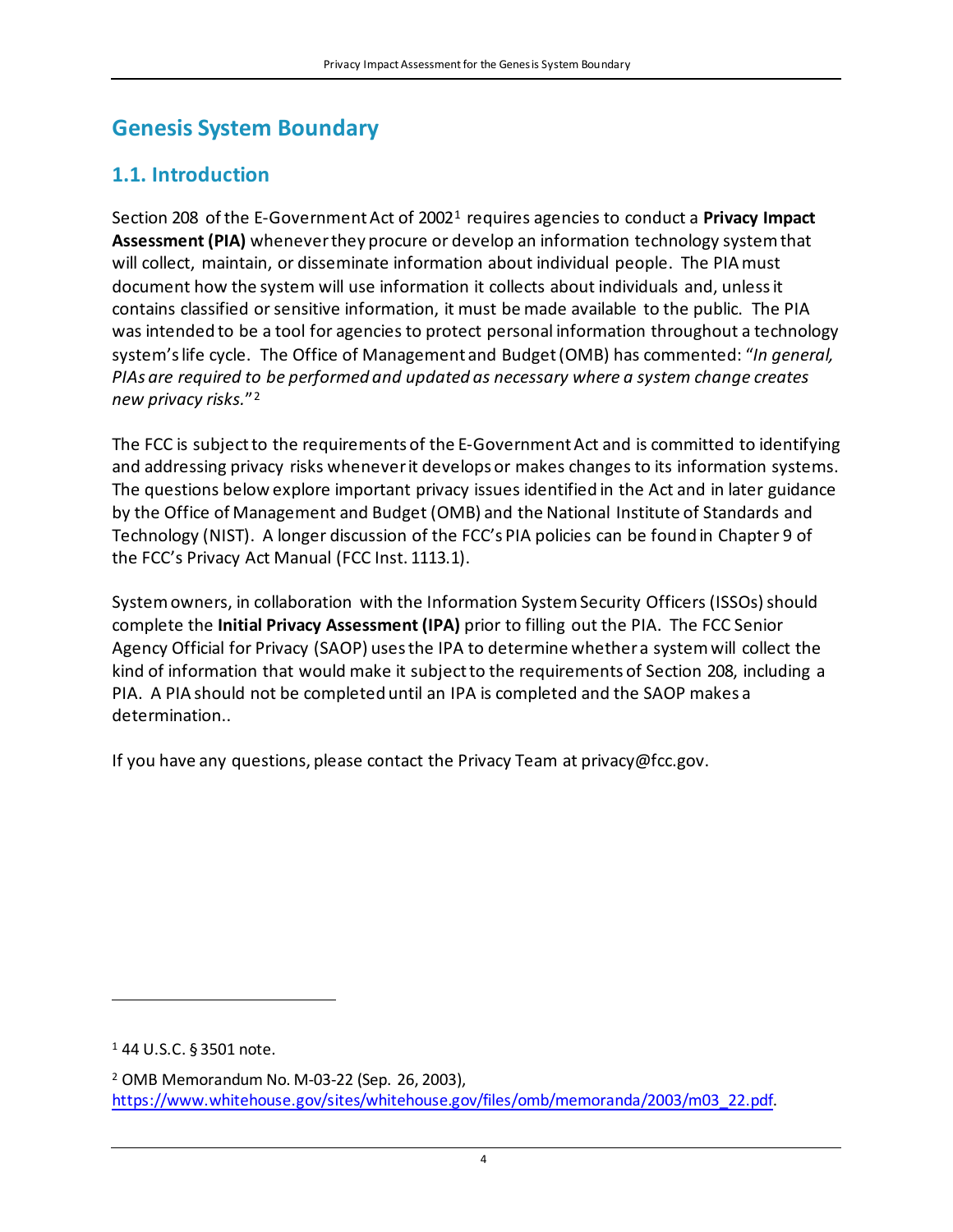# Genesis System Boundary

## 1.1. Introduction

Section 208 of the E-Government Act of 2002[1] requires agencies to conduct a **Privacy Impact Assessment (PIA)** whenever they procure or develop an information technology system that will collect, maintain, or disseminate information about individual people. The PIA must document how the system will use information it collects about individuals and, unless it contains classified or sensitive information, it must be made available to the public. The PIA was intended to be a tool for agencies to protect personal information throughout a technology system's life cycle. The Office of Management and Budget (OMB) has commented: "*In general, PIAs are required to be performed and updated as necessary where a system change creates new privacy risks.*"[2]

The FCC is subject to the requirements of the E-Government Act and is committed to identifying and addressing privacy risks whenever it develops or makes changes to its information systems. The questions below explore important privacy issues identified in the Act and in later guidance by the Office of Management and Budget (OMB) and the National Institute of Standards and Technology (NIST). A longer discussion of the FCC's PIA policies can be found in Chapter 9 of the FCC's Privacy Act Manual (FCC Inst. 1113.1).

System owners, in collaboration with the Information System Security Officers (ISSOs) should complete the **Initial Privacy Assessment (IPA)** prior to filling out the PIA. The FCC Senior Agency Official for Privacy (SAOP) uses the IPA to determine whether a system will collect the kind of information that would make it subject to the requirements of Section 208, including a PIA. A PIA should not be completed until an IPA is completed and the SAOP makes a determination..

If you have any questions, please contact the Privacy Team at privacy@fcc.gov.

---

[1] 44 U.S.C. § 3501 note.

[2] OMB Memorandum No. M-03-22 (Sep. 26, 2003), https://www.whitehouse.gov/sites/whitehouse.gov/files/omb/memoranda/2003/m03_22.pdf.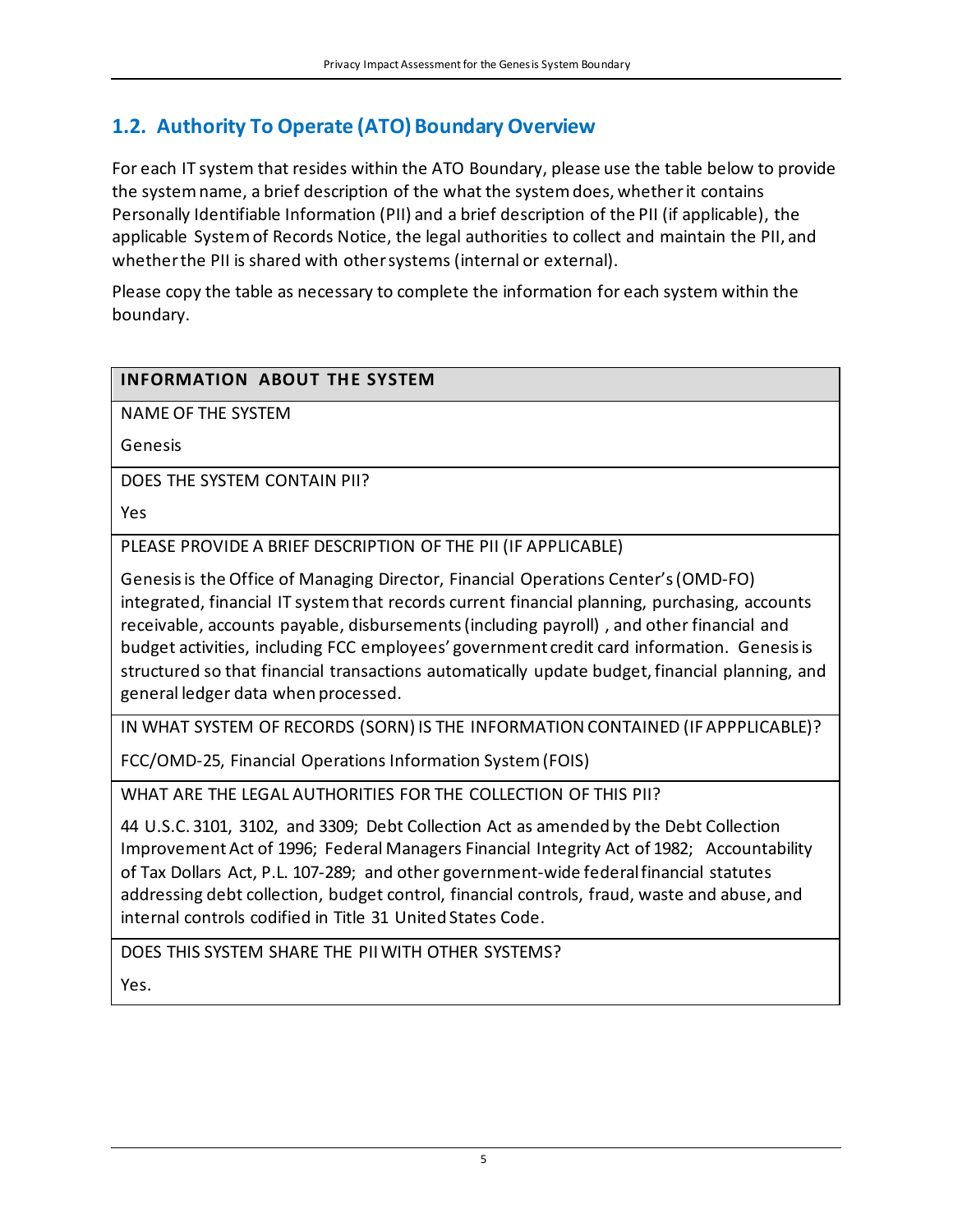## 1.2. Authority To Operate (ATO) Boundary Overview

For each IT system that resides within the ATO Boundary, please use the table below to provide the system name, a brief description of the what the system does, whether it contains Personally Identifiable Information (PII) and a brief description of the PII (if applicable), the applicable System of Records Notice, the legal authorities to collect and maintain the PII, and whether the PII is shared with other systems (internal or external).

Please copy the table as necessary to complete the information for each system within the boundary.

| INFORMATION ABOUT THE SYSTEM |
|---|
| NAME OF THE SYSTEM<br><br>Genesis |
| DOES THE SYSTEM CONTAIN PII?<br><br>Yes |
| PLEASE PROVIDE A BRIEF DESCRIPTION OF THE PII (IF APPLICABLE)<br><br>Genesis is the Office of Managing Director, Financial Operations Center's (OMD-FO) integrated, financial IT system that records current financial planning, purchasing, accounts receivable, accounts payable, disbursements (including payroll) , and other financial and budget activities, including FCC employees' government credit card information. Genesis is structured so that financial transactions automatically update budget, financial planning, and general ledger data when processed. |
| IN WHAT SYSTEM OF RECORDS (SORN) IS THE INFORMATION CONTAINED (IF APPPLICABLE)?<br><br>FCC/OMD-25, Financial Operations Information System (FOIS) |
| WHAT ARE THE LEGAL AUTHORITIES FOR THE COLLECTION OF THIS PII?<br><br>44 U.S.C. 3101, 3102, and 3309; Debt Collection Act as amended by the Debt Collection Improvement Act of 1996; Federal Managers Financial Integrity Act of 1982; Accountability of Tax Dollars Act, P.L. 107-289; and other government-wide federal financial statutes addressing debt collection, budget control, financial controls, fraud, waste and abuse, and internal controls codified in Title 31 United States Code. |
| DOES THIS SYSTEM SHARE THE PII WITH OTHER SYSTEMS?<br><br>Yes. |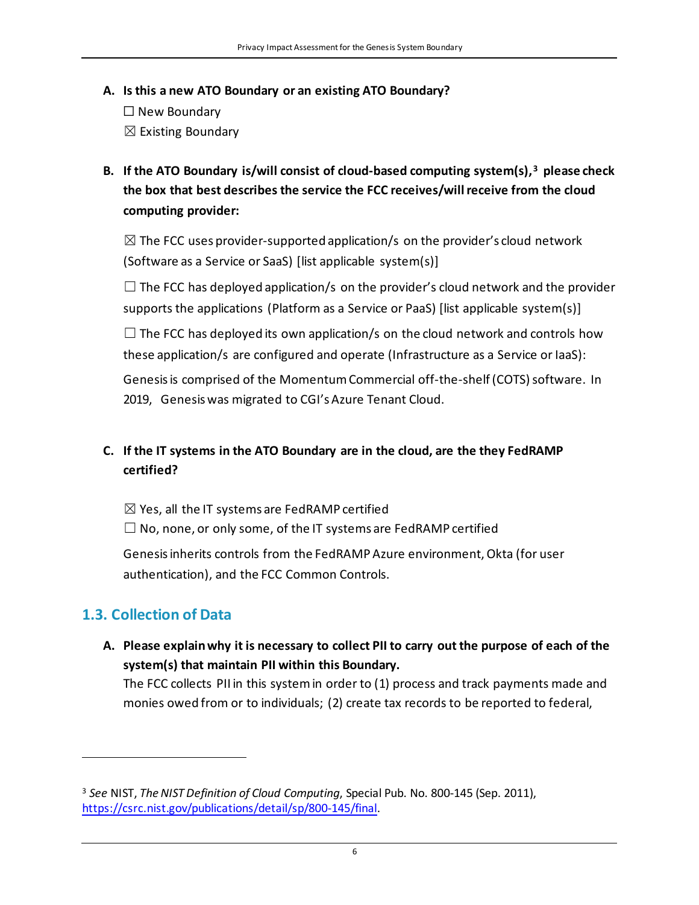**A. Is this a new ATO Boundary or an existing ATO Boundary?**

☐ New Boundary

☒ Existing Boundary

**B. If the ATO Boundary is/will consist of cloud-based computing system(s),[3] please check the box that best describes the service the FCC receives/will receive from the cloud computing provider:**

☒ The FCC uses provider-supported application/s on the provider's cloud network (Software as a Service or SaaS) [list applicable system(s)]

☐ The FCC has deployed application/s on the provider's cloud network and the provider supports the applications (Platform as a Service or PaaS) [list applicable system(s)]

☐ The FCC has deployed its own application/s on the cloud network and controls how these application/s are configured and operate (Infrastructure as a Service or IaaS):

Genesis is comprised of the Momentum Commercial off-the-shelf (COTS) software. In 2019, Genesis was migrated to CGI's Azure Tenant Cloud.

**C. If the IT systems in the ATO Boundary are in the cloud, are the they FedRAMP certified?**

☒ Yes, all the IT systems are FedRAMP certified

☐ No, none, or only some, of the IT systems are FedRAMP certified

Genesis inherits controls from the FedRAMP Azure environment, Okta (for user authentication), and the FCC Common Controls.

## 1.3. Collection of Data

**A. Please explain why it is necessary to collect PII to carry out the purpose of each of the system(s) that maintain PII within this Boundary.**

The FCC collects PII in this system in order to (1) process and track payments made and monies owed from or to individuals; (2) create tax records to be reported to federal,

---

[3] *See* NIST, *The NIST Definition of Cloud Computing*, Special Pub. No. 800-145 (Sep. 2011), https://csrc.nist.gov/publications/detail/sp/800-145/final.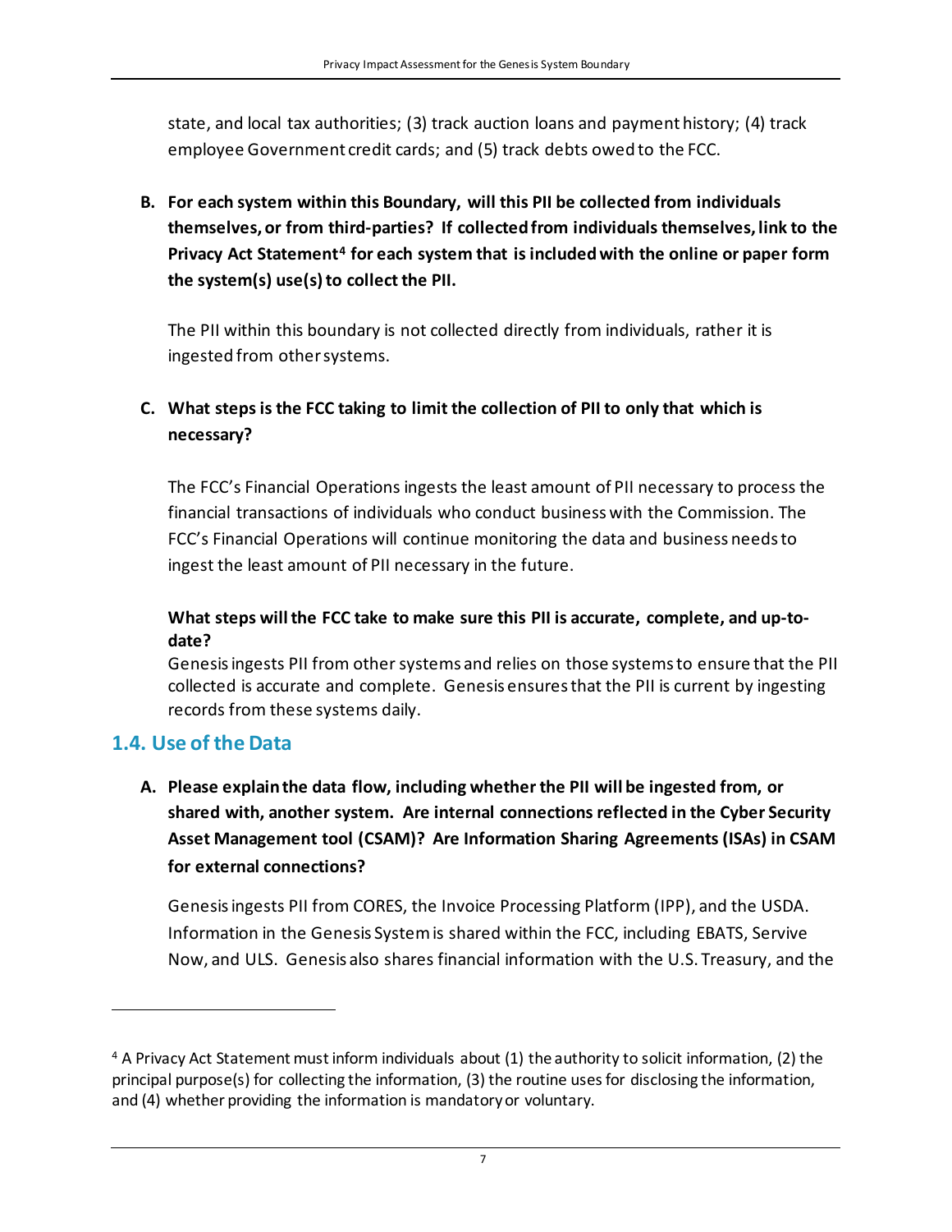state, and local tax authorities; (3) track auction loans and payment history; (4) track employee Government credit cards; and (5) track debts owed to the FCC.

**B. For each system within this Boundary, will this PII be collected from individuals themselves, or from third-parties? If collected from individuals themselves, link to the Privacy Act Statement[4] for each system that is included with the online or paper form the system(s) use(s) to collect the PII.**

The PII within this boundary is not collected directly from individuals, rather it is ingested from other systems.

**C. What steps is the FCC taking to limit the collection of PII to only that which is necessary?**

The FCC's Financial Operations ingests the least amount of PII necessary to process the financial transactions of individuals who conduct business with the Commission. The FCC's Financial Operations will continue monitoring the data and business needs to ingest the least amount of PII necessary in the future.

**What steps will the FCC take to make sure this PII is accurate, complete, and up-to-date?**

Genesis ingests PII from other systems and relies on those systems to ensure that the PII collected is accurate and complete. Genesis ensures that the PII is current by ingesting records from these systems daily.

## 1.4. Use of the Data

**A. Please explain the data flow, including whether the PII will be ingested from, or shared with, another system. Are internal connections reflected in the Cyber Security Asset Management tool (CSAM)? Are Information Sharing Agreements (ISAs) in CSAM for external connections?**

Genesis ingests PII from CORES, the Invoice Processing Platform (IPP), and the USDA. Information in the Genesis System is shared within the FCC, including EBATS, Servive Now, and ULS. Genesis also shares financial information with the U.S. Treasury, and the

---

[4] A Privacy Act Statement must inform individuals about (1) the authority to solicit information, (2) the principal purpose(s) for collecting the information, (3) the routine uses for disclosing the information, and (4) whether providing the information is mandatory or voluntary.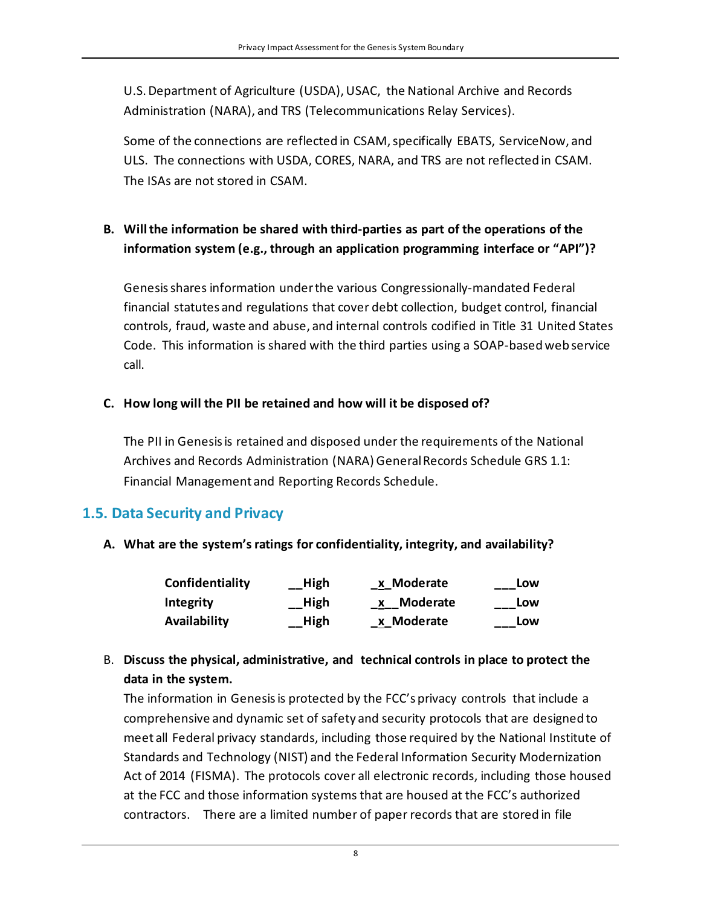U.S. Department of Agriculture (USDA), USAC, the National Archive and Records Administration (NARA), and TRS (Telecommunications Relay Services).

Some of the connections are reflected in CSAM, specifically EBATS, ServiceNow, and ULS. The connections with USDA, CORES, NARA, and TRS are not reflected in CSAM. The ISAs are not stored in CSAM.

**B. Will the information be shared with third-parties as part of the operations of the information system (e.g., through an application programming interface or "API")?**

Genesis shares information under the various Congressionally-mandated Federal financial statutes and regulations that cover debt collection, budget control, financial controls, fraud, waste and abuse, and internal controls codified in Title 31 United States Code. This information is shared with the third parties using a SOAP-based web service call.

**C. How long will the PII be retained and how will it be disposed of?**

The PII in Genesis is retained and disposed under the requirements of the National Archives and Records Administration (NARA) General Records Schedule GRS 1.1: Financial Management and Reporting Records Schedule.

## 1.5. Data Security and Privacy

**A. What are the system's ratings for confidentiality, integrity, and availability?**

| | | | |
|---|---|---|---|
| **Confidentiality** | **__High** | **_x_Moderate** | **___Low** |
| **Integrity** | **__High** | **_x__Moderate** | **___Low** |
| **Availability** | **__High** | **_x_Moderate** | **___Low** |

B. **Discuss the physical, administrative, and technical controls in place to protect the data in the system.**

The information in Genesis is protected by the FCC's privacy controls that include a comprehensive and dynamic set of safety and security protocols that are designed to meet all Federal privacy standards, including those required by the National Institute of Standards and Technology (NIST) and the Federal Information Security Modernization Act of 2014 (FISMA). The protocols cover all electronic records, including those housed at the FCC and those information systems that are housed at the FCC's authorized contractors. There are a limited number of paper records that are stored in file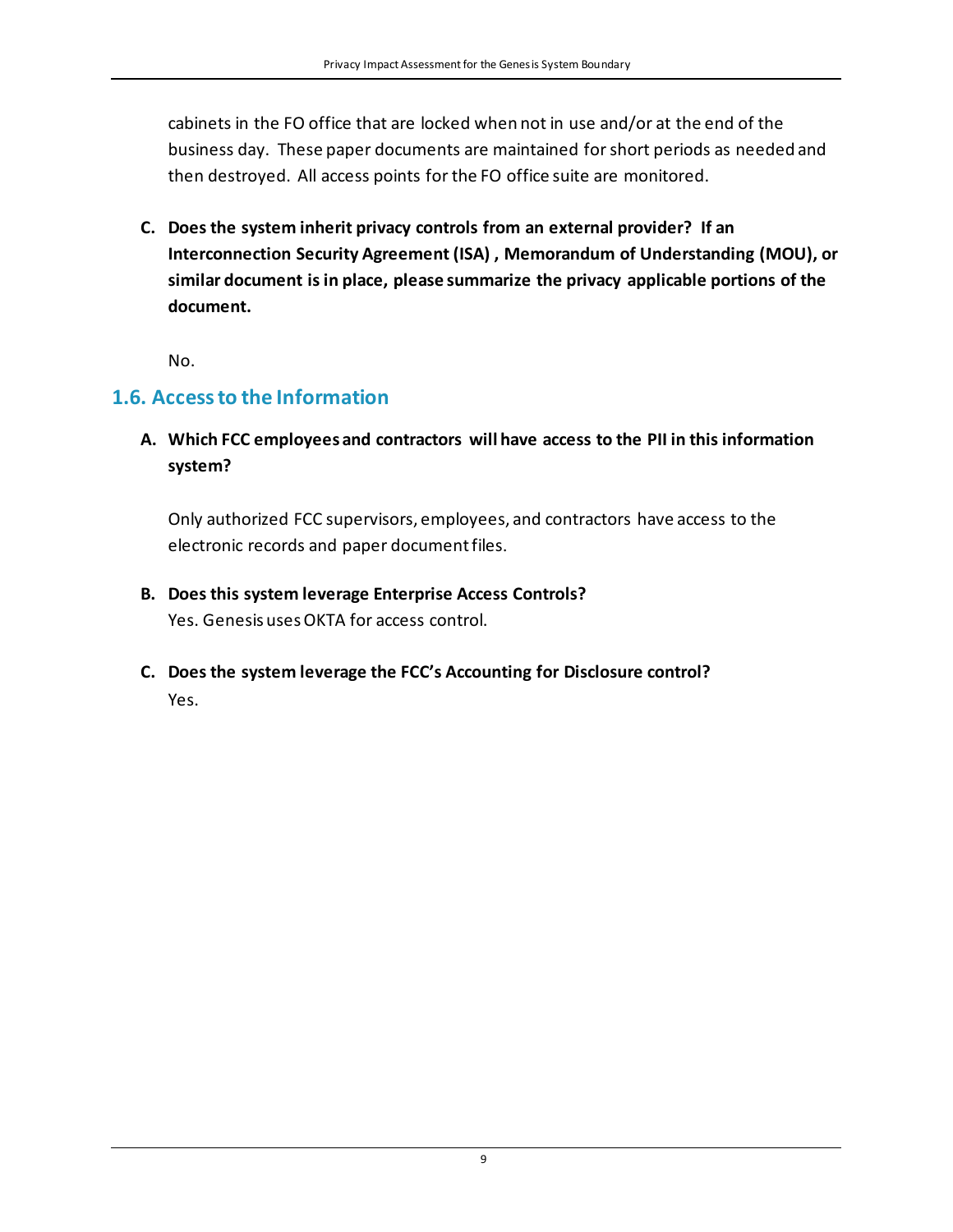cabinets in the FO office that are locked when not in use and/or at the end of the business day. These paper documents are maintained for short periods as needed and then destroyed. All access points for the FO office suite are monitored.

**C. Does the system inherit privacy controls from an external provider? If an Interconnection Security Agreement (ISA) , Memorandum of Understanding (MOU), or similar document is in place, please summarize the privacy applicable portions of the document.**

No.

## 1.6. Access to the Information

**A. Which FCC employees and contractors will have access to the PII in this information system?**

Only authorized FCC supervisors, employees, and contractors have access to the electronic records and paper document files.

**B. Does this system leverage Enterprise Access Controls?**

Yes. Genesis uses OKTA for access control.

**C. Does the system leverage the FCC's Accounting for Disclosure control?**

Yes.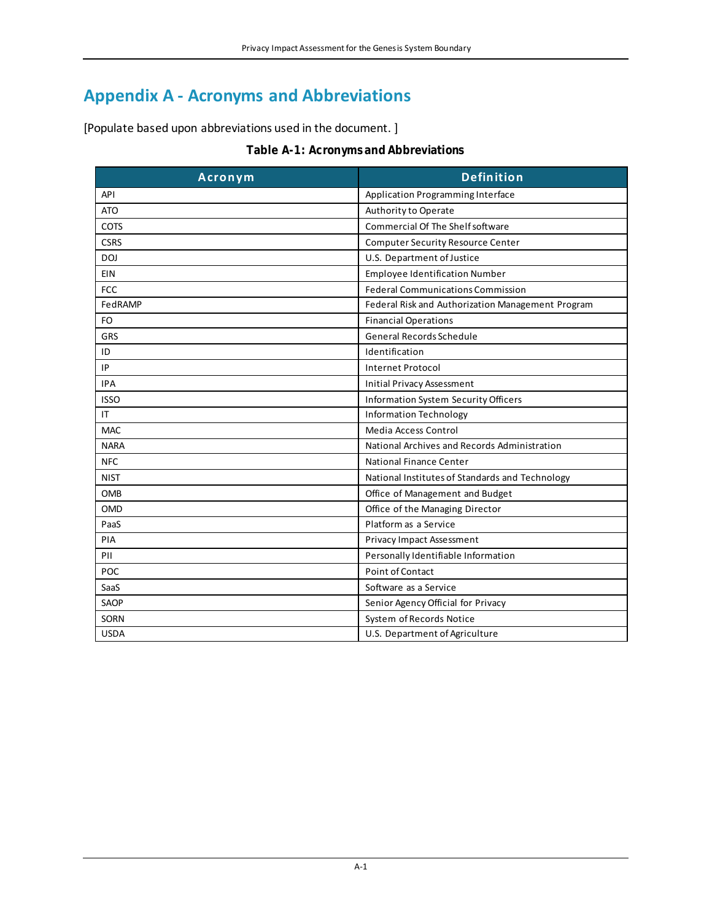# Appendix A - Acronyms and Abbreviations

[Populate based upon abbreviations used in the document. ]

**Table A-1: Acronyms and Abbreviations**

| Acronym | Definition |
|---|---|
| API | Application Programming Interface |
| ATO | Authority to Operate |
| COTS | Commercial Of The Shelf software |
| CSRS | Computer Security Resource Center |
| DOJ | U.S. Department of Justice |
| EIN | Employee Identification Number |
| FCC | Federal Communications Commission |
| FedRAMP | Federal Risk and Authorization Management Program |
| FO | Financial Operations |
| GRS | General Records Schedule |
| ID | Identification |
| IP | Internet Protocol |
| IPA | Initial Privacy Assessment |
| ISSO | Information System Security Officers |
| IT | Information Technology |
| MAC | Media Access Control |
| NARA | National Archives and Records Administration |
| NFC | National Finance Center |
| NIST | National Institutes of Standards and Technology |
| OMB | Office of Management and Budget |
| OMD | Office of the Managing Director |
| PaaS | Platform as a Service |
| PIA | Privacy Impact Assessment |
| PII | Personally Identifiable Information |
| POC | Point of Contact |
| SaaS | Software as a Service |
| SAOP | Senior Agency Official for Privacy |
| SORN | System of Records Notice |
| USDA | U.S. Department of Agriculture |